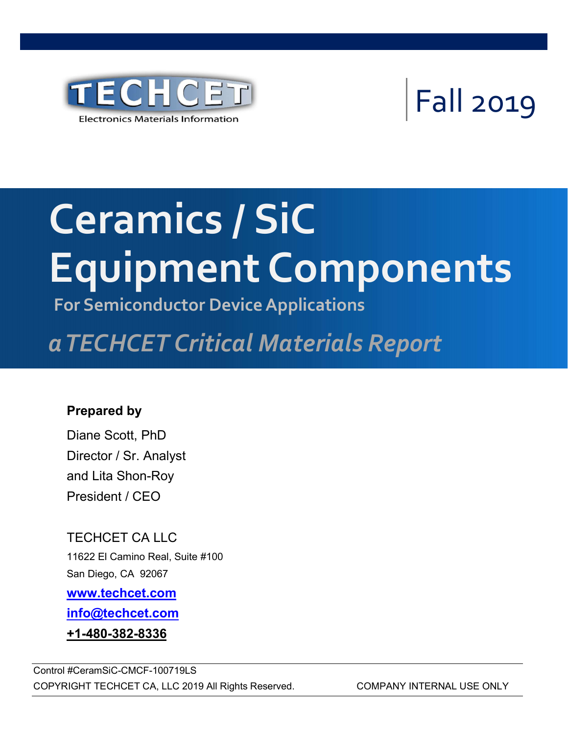TECHCET

Electronics Materials Information

Fall 2019

# Ceramics / SiC Equipment Components

## For Semiconductor Device Applications

## *a TECHCET Critical Materials Report*

**Prepared by**

Diane Scott, PhD

Director / Sr. Analyst

and Lita Shon-Roy

President / CEO

TECHCET CA LLC

11622 El Camino Real, Suite #100

San Diego, CA 92067

**www.techcet.com**

**info@techcet.com**

**+1-480-382-8336**

Control #CeramSiC-CMCF-100719LS

COPYRIGHT TECHCET CA, LLC 2019 All Rights Reserved. COMPANY INTERNAL USE ONLY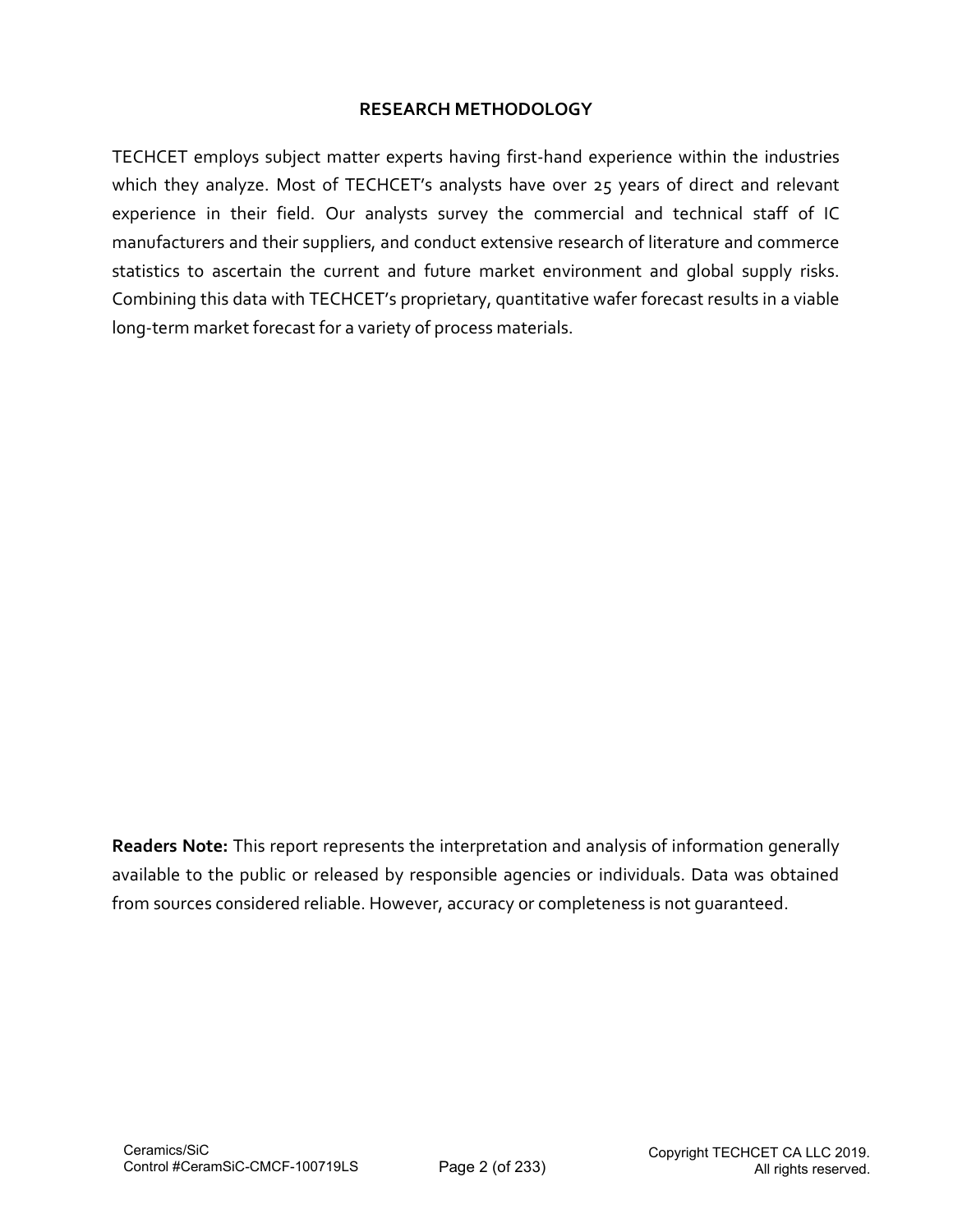## RESEARCH METHODOLOGY

TECHCET employs subject matter experts having first-hand experience within the industries which they analyze. Most of TECHCET's analysts have over 25 years of direct and relevant experience in their field. Our analysts survey the commercial and technical staff of IC manufacturers and their suppliers, and conduct extensive research of literature and commerce statistics to ascertain the current and future market environment and global supply risks. Combining this data with TECHCET's proprietary, quantitative wafer forecast results in a viable long-term market forecast for a variety of process materials.

**Readers Note:** This report represents the interpretation and analysis of information generally available to the public or released by responsible agencies or individuals. Data was obtained from sources considered reliable. However, accuracy or completeness is not guaranteed.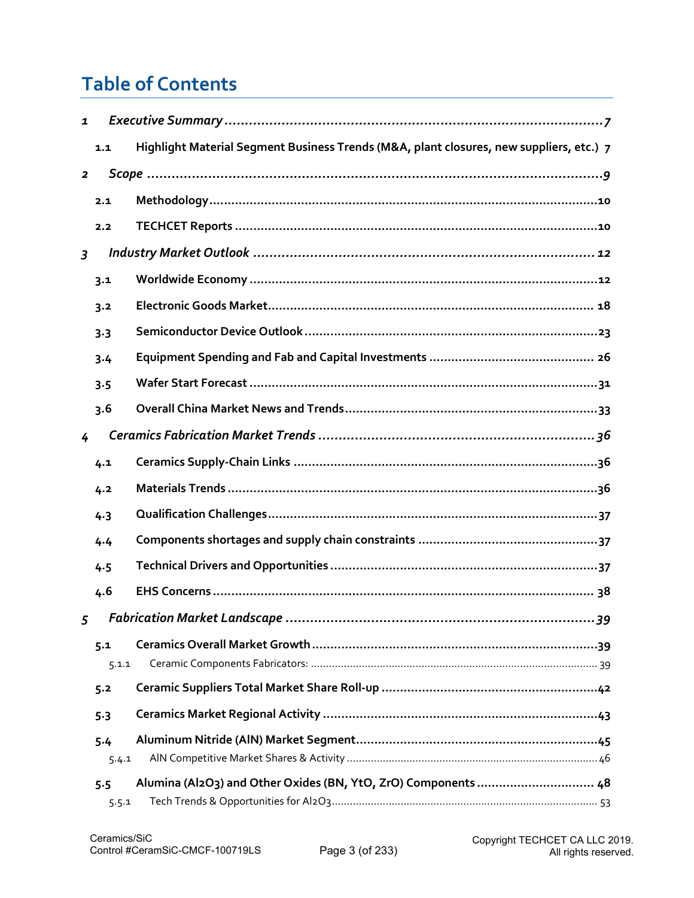# Table of Contents

| | | |
|---|---|---|
| 1 | *Executive Summary* | 7 |
| 1.1 | Highlight Material Segment Business Trends (M&A, plant closures, new suppliers, etc.) | 7 |
| 2 | *Scope* | 9 |
| 2.1 | Methodology | 10 |
| 2.2 | TECHCET Reports | 10 |
| 3 | *Industry Market Outlook* | 12 |
| 3.1 | Worldwide Economy | 12 |
| 3.2 | Electronic Goods Market | 18 |
| 3.3 | Semiconductor Device Outlook | 23 |
| 3.4 | Equipment Spending and Fab and Capital Investments | 26 |
| 3.5 | Wafer Start Forecast | 31 |
| 3.6 | Overall China Market News and Trends | 33 |
| 4 | *Ceramics Fabrication Market Trends* | 36 |
| 4.1 | Ceramics Supply-Chain Links | 36 |
| 4.2 | Materials Trends | 36 |
| 4.3 | Qualification Challenges | 37 |
| 4.4 | Components shortages and supply chain constraints | 37 |
| 4.5 | Technical Drivers and Opportunities | 37 |
| 4.6 | EHS Concerns | 38 |
| 5 | *Fabrication Market Landscape* | 39 |
| 5.1 | Ceramics Overall Market Growth | 39 |
| 5.1.1 | Ceramic Components Fabricators: | 39 |
| 5.2 | Ceramic Suppliers Total Market Share Roll-up | 42 |
| 5.3 | Ceramics Market Regional Activity | 43 |
| 5.4 | Aluminum Nitride (AlN) Market Segment | 45 |
| 5.4.1 | AlN Competitive Market Shares & Activity | 46 |
| 5.5 | Alumina ($Al_2O_3$) and Other Oxides (BN, YtO, ZrO) Components | 48 |
| 5.5.1 | Tech Trends & Opportunities for $Al_2O_3$ | 53 |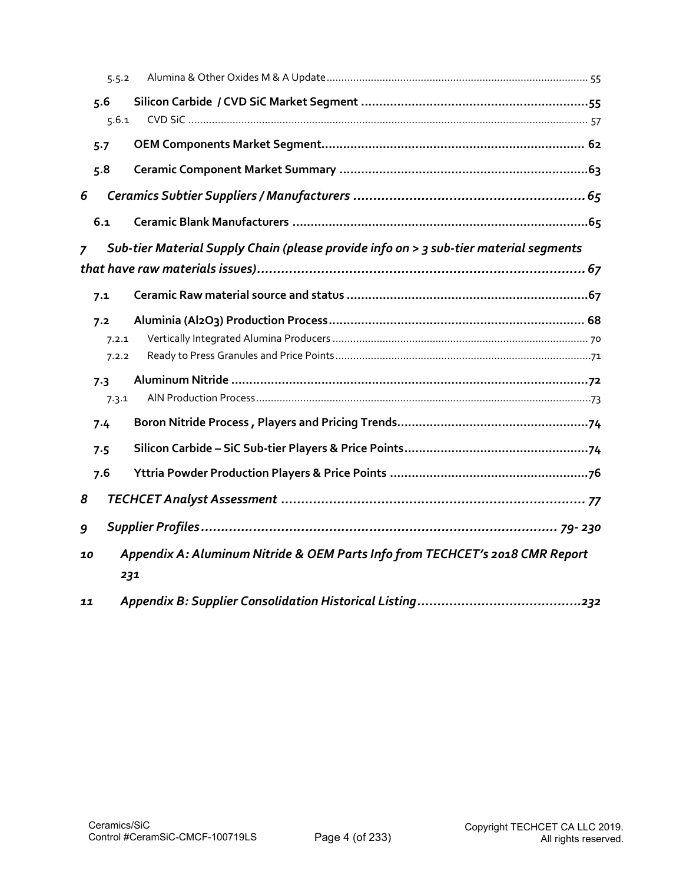- 5.5.2 Alumina & Other Oxides M & A Update ........ 55
- **5.6 Silicon Carbide / CVD SiC Market Segment ........ 55**
  - 5.6.1 CVD SiC ........ 57
- **5.7 OEM Components Market Segment ........ 62**
- **5.8 Ceramic Component Market Summary ........ 63**

***6 Ceramics Subtier Suppliers / Manufacturers ........ 65***

- **6.1 Ceramic Blank Manufacturers ........ 65**

***7 Sub-tier Material Supply Chain (please provide info on > 3 sub-tier material segments that have raw materials issues) ........ 67***

- **7.1 Ceramic Raw material source and status ........ 67**
- **7.2 Aluminia ($Al_2O_3$) Production Process ........ 68**
  - 7.2.1 Vertically Integrated Alumina Producers ........ 70
  - 7.2.2 Ready to Press Granules and Price Points ........ 71
- **7.3 Aluminum Nitride ........ 72**
  - 7.3.1 AlN Production Process ........ 73
- **7.4 Boron Nitride Process , Players and Pricing Trends ........ 74**
- **7.5 Silicon Carbide – SiC Sub-tier Players & Price Points ........ 74**
- **7.6 Yttria Powder Production Players & Price Points ........ 76**

***8 TECHCET Analyst Assessment ........ 77***

***9 Supplier Profiles ........ 79- 230***

***10 Appendix A: Aluminum Nitride & OEM Parts Info from TECHCET's 2018 CMR Report 231***

***11 Appendix B: Supplier Consolidation Historical Listing ........ 232***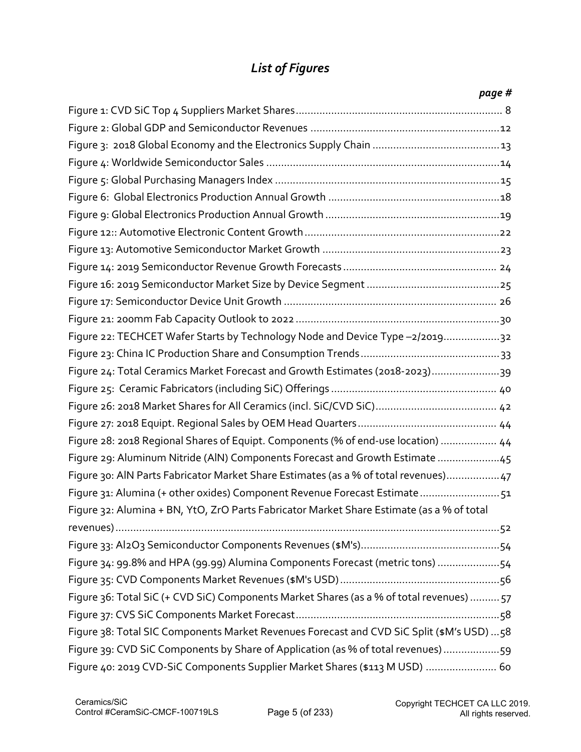## *List of Figures*

***page #***

Figure 1: CVD SiC Top 4 Suppliers Market Shares.......................................................................... 8
Figure 2: Global GDP and Semiconductor Revenues ....................................................................12
Figure 3: 2018 Global Economy and the Electronics Supply Chain ...........................................13
Figure 4: Worldwide Semiconductor Sales ....................................................................................14
Figure 5: Global Purchasing Managers Index .................................................................................15
Figure 6: Global Electronics Production Annual Growth ..............................................................18
Figure 9: Global Electronics Production Annual Growth ..............................................................19
Figure 12:: Automotive Electronic Content Growth .......................................................................22
Figure 13: Automotive Semiconductor Market Growth .................................................................23
Figure 14: 2019 Semiconductor Revenue Growth Forecasts ......................................................... 24
Figure 16: 2019 Semiconductor Market Size by Device Segment ...............................................25
Figure 17: Semiconductor Device Unit Growth .............................................................................. 26
Figure 21: 200mm Fab Capacity Outlook to 2022 .........................................................................30
Figure 22: TECHCET Wafer Starts by Technology Node and Device Type –2/2019....................32
Figure 23: China IC Production Share and Consumption Trends .................................................33
Figure 24: Total Ceramics Market Forecast and Growth Estimates (2018-2023).........................39
Figure 25: Ceramic Fabricators (including SiC) Offerings ............................................................ 40
Figure 26: 2018 Market Shares for All Ceramics (incl. SiC/CVD SiC).......................................... 42
Figure 27: 2018 Equipt. Regional Sales by OEM Head Quarters ................................................. 44
Figure 28: 2018 Regional Shares of Equipt. Components (% of end-use location) ................... 44
Figure 29: Aluminum Nitride (AlN) Components Forecast and Growth Estimate ......................45
Figure 30: AlN Parts Fabricator Market Share Estimates (as a % of total revenues)..................47
Figure 31: Alumina (+ other oxides) Component Revenue Forecast Estimate ............................51
Figure 32: Alumina + BN, YtO, ZrO Parts Fabricator Market Share Estimate (as a % of total revenues)..........................................................................................................................................52
Figure 33: $Al_2O_3$ Semiconductor Components Revenues ($M's)...............................................54
Figure 34: 99.8% and HPA (99.99) Alumina Components Forecast (metric tons) ......................54
Figure 35: CVD Components Market Revenues ($M's USD).........................................................56
Figure 36: Total SiC (+ CVD SiC) Components Market Shares (as a % of total revenues) ..........57
Figure 37: CVS SiC Components Market Forecast.........................................................................58
Figure 38: Total SIC Components Market Revenues Forecast and CVD SiC Split ($M's USD) ...58
Figure 39: CVD SiC Components by Share of Application (as % of total revenues) ...................59
Figure 40: 2019 CVD-SiC Components Supplier Market Shares ($113 M USD) ........................ 60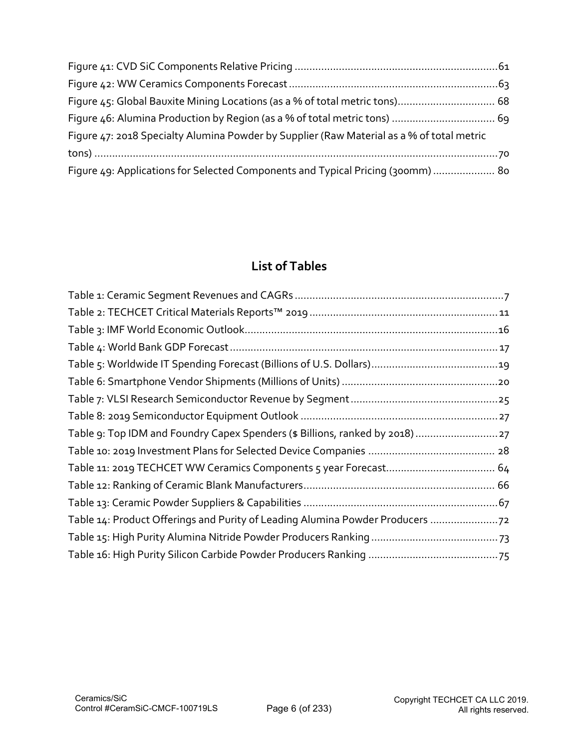Figure 41: CVD SiC Components Relative Pricing ....................................................................61
Figure 42: WW Ceramics Components Forecast .......................................................................63
Figure 45: Global Bauxite Mining Locations (as a % of total metric tons)................................. 68
Figure 46: Alumina Production by Region (as a % of total metric tons) ................................... 69
Figure 47: 2018 Specialty Alumina Powder by Supplier (Raw Material as a % of total metric tons) ..........................................................................................................................................70
Figure 49: Applications for Selected Components and Typical Pricing (300mm) ..................... 80

## List of Tables

Table 1: Ceramic Segment Revenues and CAGRs .......................................................................7
Table 2: TECHCET Critical Materials Reports™ 2019 ................................................................ 11
Table 3: IMF World Economic Outlook......................................................................................16
Table 4: World Bank GDP Forecast ........................................................................................... 17
Table 5: Worldwide IT Spending Forecast (Billions of U.S. Dollars)...........................................19
Table 6: Smartphone Vendor Shipments (Millions of Units) .....................................................20
Table 7: VLSI Research Semiconductor Revenue by Segment ..................................................25
Table 8: 2019 Semiconductor Equipment Outlook ...................................................................27
Table 9: Top IDM and Foundry Capex Spenders ($ Billions, ranked by 2018) ............................27
Table 10: 2019 Investment Plans for Selected Device Companies ........................................... 28
Table 11: 2019 TECHCET WW Ceramics Components 5 year Forecast..................................... 64
Table 12: Ranking of Ceramic Blank Manufacturers................................................................. 66
Table 13: Ceramic Powder Suppliers & Capabilities ..................................................................67
Table 14: Product Offerings and Purity of Leading Alumina Powder Producers .......................72
Table 15: High Purity Alumina Nitride Powder Producers Ranking ...........................................73
Table 16: High Purity Silicon Carbide Powder Producers Ranking ............................................75